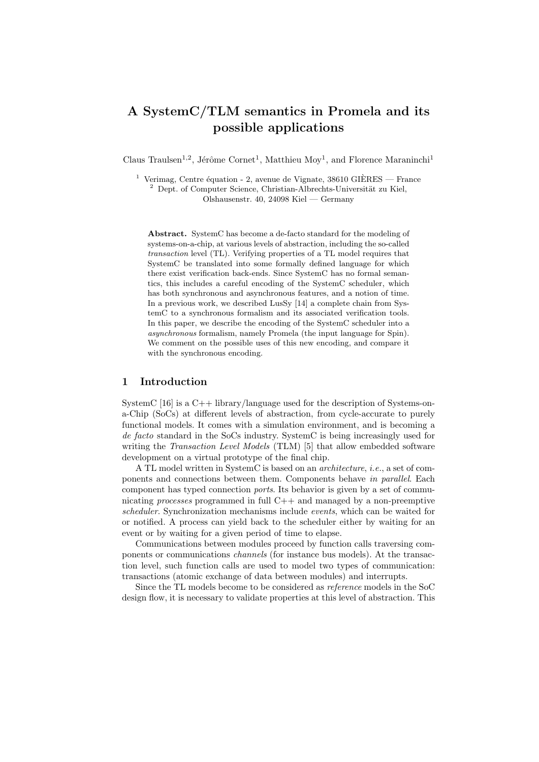# A SystemC/TLM semantics in Promela and its possible applications

Claus Traulsen[1,2], Jérôme Cornet[1], Matthieu Moy[1], and Florence Maraninchi[1]

[1] Verimag, Centre équation - 2, avenue de Vignate, 38610 GIÈRES — France
[2] Dept. of Computer Science, Christian-Albrechts-Universität zu Kiel, Olshausenstr. 40, 24098 Kiel — Germany

**Abstract.** SystemC has become a de-facto standard for the modeling of systems-on-a-chip, at various levels of abstraction, including the so-called *transaction* level (TL). Verifying properties of a TL model requires that SystemC be translated into some formally defined language for which there exist verification back-ends. Since SystemC has no formal semantics, this includes a careful encoding of the SystemC scheduler, which has both synchronous and asynchronous features, and a notion of time. In a previous work, we described LusSy [14] a complete chain from SystemC to a synchronous formalism and its associated verification tools. In this paper, we describe the encoding of the SystemC scheduler into a *asynchronous* formalism, namely Promela (the input language for Spin). We comment on the possible uses of this new encoding, and compare it with the synchronous encoding.

## 1 Introduction

SystemC [16] is a C++ library/language used for the description of Systems-on-a-Chip (SoCs) at different levels of abstraction, from cycle-accurate to purely functional models. It comes with a simulation environment, and is becoming a *de facto* standard in the SoCs industry. SystemC is being increasingly used for writing the *Transaction Level Models* (TLM) [5] that allow embedded software development on a virtual prototype of the final chip.

A TL model written in SystemC is based on an *architecture*, *i.e.*, a set of components and connections between them. Components behave *in parallel*. Each component has typed connection *ports*. Its behavior is given by a set of communicating *processes* programmed in full C++ and managed by a non-preemptive *scheduler*. Synchronization mechanisms include *events*, which can be waited for or notified. A process can yield back to the scheduler either by waiting for an event or by waiting for a given period of time to elapse.

Communications between modules proceed by function calls traversing components or communications *channels* (for instance bus models). At the transaction level, such function calls are used to model two types of communication: transactions (atomic exchange of data between modules) and interrupts.

Since the TL models become to be considered as *reference* models in the SoC design flow, it is necessary to validate properties at this level of abstraction. This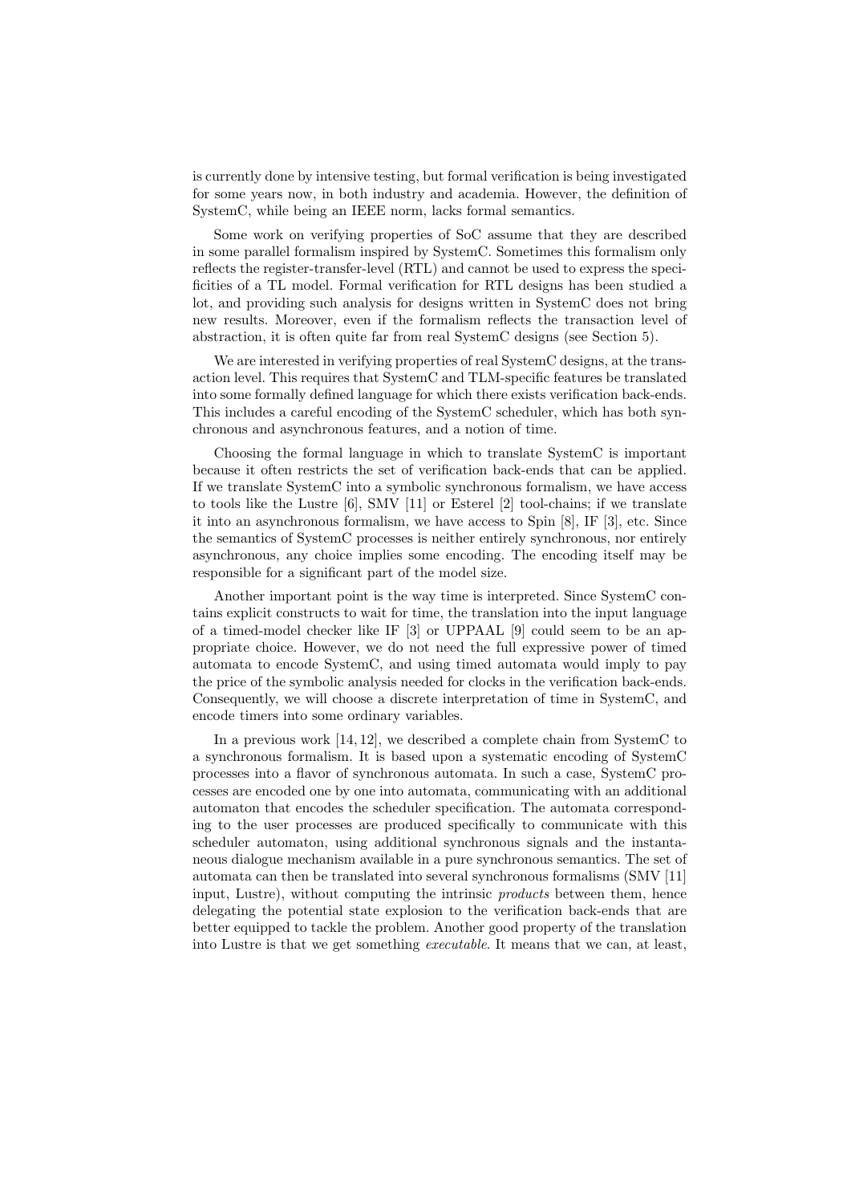is currently done by intensive testing, but formal verification is being investigated for some years now, in both industry and academia. However, the definition of SystemC, while being an IEEE norm, lacks formal semantics.

Some work on verifying properties of SoC assume that they are described in some parallel formalism inspired by SystemC. Sometimes this formalism only reflects the register-transfer-level (RTL) and cannot be used to express the specificities of a TL model. Formal verification for RTL designs has been studied a lot, and providing such analysis for designs written in SystemC does not bring new results. Moreover, even if the formalism reflects the transaction level of abstraction, it is often quite far from real SystemC designs (see Section 5).

We are interested in verifying properties of real SystemC designs, at the transaction level. This requires that SystemC and TLM-specific features be translated into some formally defined language for which there exists verification back-ends. This includes a careful encoding of the SystemC scheduler, which has both synchronous and asynchronous features, and a notion of time.

Choosing the formal language in which to translate SystemC is important because it often restricts the set of verification back-ends that can be applied. If we translate SystemC into a symbolic synchronous formalism, we have access to tools like the Lustre [6], SMV [11] or Esterel [2] tool-chains; if we translate it into an asynchronous formalism, we have access to Spin [8], IF [3], etc. Since the semantics of SystemC processes is neither entirely synchronous, nor entirely asynchronous, any choice implies some encoding. The encoding itself may be responsible for a significant part of the model size.

Another important point is the way time is interpreted. Since SystemC contains explicit constructs to wait for time, the translation into the input language of a timed-model checker like IF [3] or UPPAAL [9] could seem to be an appropriate choice. However, we do not need the full expressive power of timed automata to encode SystemC, and using timed automata would imply to pay the price of the symbolic analysis needed for clocks in the verification back-ends. Consequently, we will choose a discrete interpretation of time in SystemC, and encode timers into some ordinary variables.

In a previous work [14, 12], we described a complete chain from SystemC to a synchronous formalism. It is based upon a systematic encoding of SystemC processes into a flavor of synchronous automata. In such a case, SystemC processes are encoded one by one into automata, communicating with an additional automaton that encodes the scheduler specification. The automata corresponding to the user processes are produced specifically to communicate with this scheduler automaton, using additional synchronous signals and the instantaneous dialogue mechanism available in a pure synchronous semantics. The set of automata can then be translated into several synchronous formalisms (SMV [11] input, Lustre), without computing the intrinsic *products* between them, hence delegating the potential state explosion to the verification back-ends that are better equipped to tackle the problem. Another good property of the translation into Lustre is that we get something *executable*. It means that we can, at least,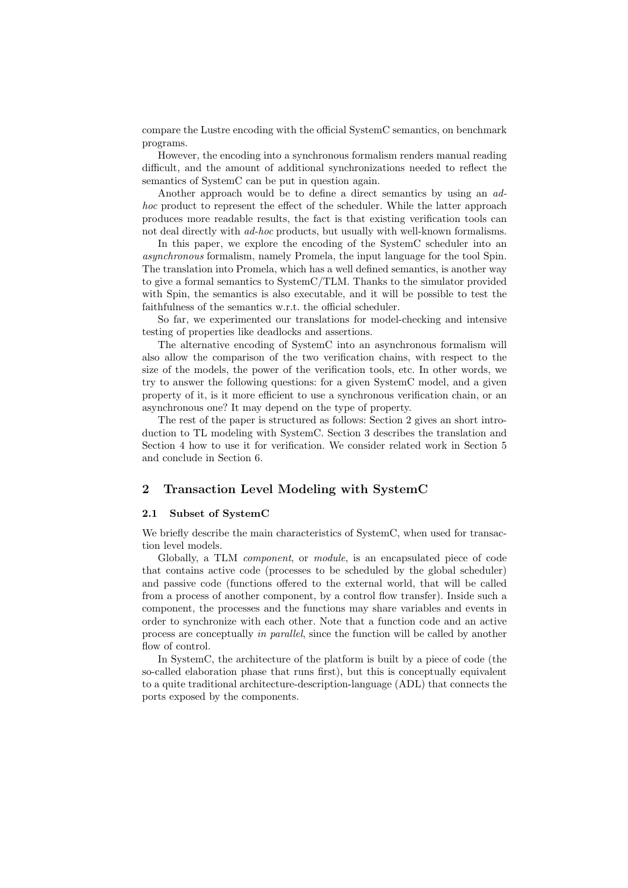compare the Lustre encoding with the official SystemC semantics, on benchmark programs.

However, the encoding into a synchronous formalism renders manual reading difficult, and the amount of additional synchronizations needed to reflect the semantics of SystemC can be put in question again.

Another approach would be to define a direct semantics by using an *ad-hoc* product to represent the effect of the scheduler. While the latter approach produces more readable results, the fact is that existing verification tools can not deal directly with *ad-hoc* products, but usually with well-known formalisms.

In this paper, we explore the encoding of the SystemC scheduler into an *asynchronous* formalism, namely Promela, the input language for the tool Spin. The translation into Promela, which has a well defined semantics, is another way to give a formal semantics to SystemC/TLM. Thanks to the simulator provided with Spin, the semantics is also executable, and it will be possible to test the faithfulness of the semantics w.r.t. the official scheduler.

So far, we experimented our translations for model-checking and intensive testing of properties like deadlocks and assertions.

The alternative encoding of SystemC into an asynchronous formalism will also allow the comparison of the two verification chains, with respect to the size of the models, the power of the verification tools, etc. In other words, we try to answer the following questions: for a given SystemC model, and a given property of it, is it more efficient to use a synchronous verification chain, or an asynchronous one? It may depend on the type of property.

The rest of the paper is structured as follows: Section 2 gives an short introduction to TL modeling with SystemC. Section 3 describes the translation and Section 4 how to use it for verification. We consider related work in Section 5 and conclude in Section 6.

## 2 Transaction Level Modeling with SystemC

### 2.1 Subset of SystemC

We briefly describe the main characteristics of SystemC, when used for transaction level models.

Globally, a TLM *component*, or *module*, is an encapsulated piece of code that contains active code (processes to be scheduled by the global scheduler) and passive code (functions offered to the external world, that will be called from a process of another component, by a control flow transfer). Inside such a component, the processes and the functions may share variables and events in order to synchronize with each other. Note that a function code and an active process are conceptually *in parallel*, since the function will be called by another flow of control.

In SystemC, the architecture of the platform is built by a piece of code (the so-called elaboration phase that runs first), but this is conceptually equivalent to a quite traditional architecture-description-language (ADL) that connects the ports exposed by the components.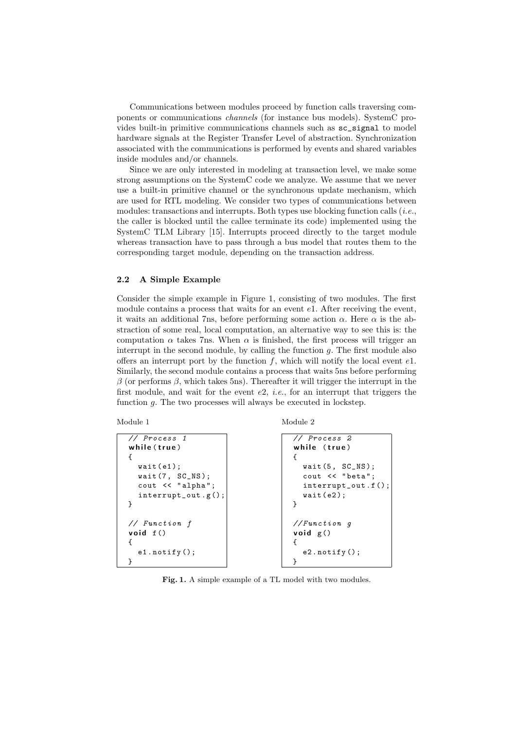Communications between modules proceed by function calls traversing components or communications *channels* (for instance bus models). SystemC provides built-in primitive communications channels such as `sc_signal` to model hardware signals at the Register Transfer Level of abstraction. Synchronization associated with the communications is performed by events and shared variables inside modules and/or channels.

Since we are only interested in modeling at transaction level, we make some strong assumptions on the SystemC code we analyze. We assume that we never use a built-in primitive channel or the synchronous update mechanism, which are used for RTL modeling. We consider two types of communications between modules: transactions and interrupts. Both types use blocking function calls (*i.e.*, the caller is blocked until the callee terminate its code) implemented using the SystemC TLM Library [15]. Interrupts proceed directly to the target module whereas transaction have to pass through a bus model that routes them to the corresponding target module, depending on the transaction address.

### 2.2 A Simple Example

Consider the simple example in Figure 1, consisting of two modules. The first module contains a process that waits for an event $e1$. After receiving the event, it waits an additional 7ns, before performing some action $\alpha$. Here $\alpha$ is the abstraction of some real, local computation, an alternative way to see this is: the computation $\alpha$ takes 7ns. When $\alpha$ is finished, the first process will trigger an interrupt in the second module, by calling the function $g$. The first module also offers an interrupt port by the function $f$, which will notify the local event $e1$. Similarly, the second module contains a process that waits 5ns before performing $\beta$ (or performs $\beta$, which takes 5ns). Thereafter it will trigger the interrupt in the first module, and wait for the event $e2$, *i.e.*, for an interrupt that triggers the function $g$. The two processes will always be executed in lockstep.

Module 1

```
// Process 1
while(true)
{
  wait(e1);
  wait(7, SC_NS);
  cout << "alpha";
  interrupt_out.g();
}

// Function f
void f()
{
  e1.notify();
}
```

Module 2

```
// Process 2
while (true)
{
  wait(5, SC_NS);
  cout << "beta";
  interrupt_out.f();
  wait(e2);
}

//Function g
void g()
{
  e2.notify();
}
```

**Fig. 1.** A simple example of a TL model with two modules.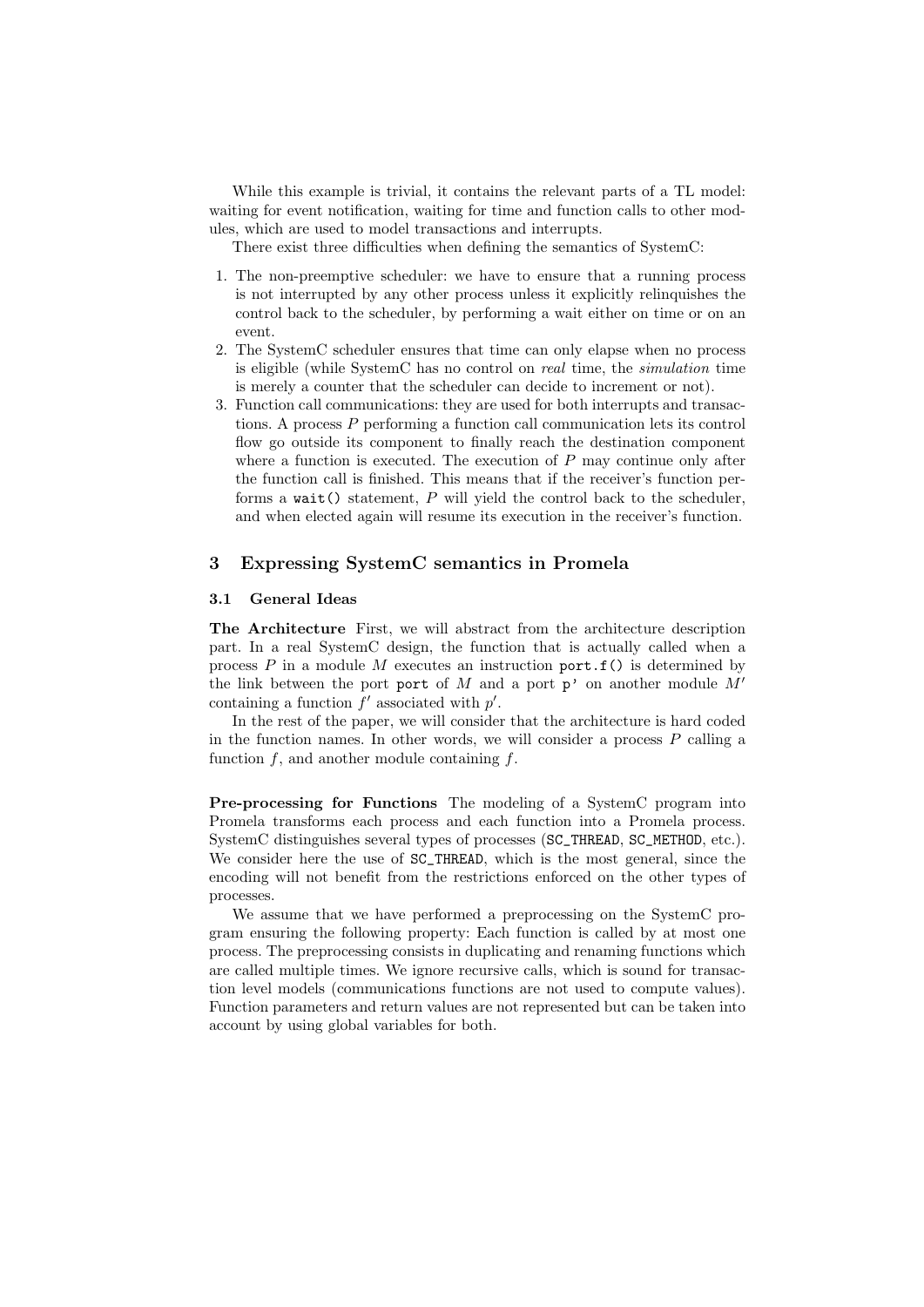While this example is trivial, it contains the relevant parts of a TL model: waiting for event notification, waiting for time and function calls to other modules, which are used to model transactions and interrupts.

There exist three difficulties when defining the semantics of SystemC:

1. The non-preemptive scheduler: we have to ensure that a running process is not interrupted by any other process unless it explicitly relinquishes the control back to the scheduler, by performing a wait either on time or on an event.
2. The SystemC scheduler ensures that time can only elapse when no process is eligible (while SystemC has no control on *real* time, the *simulation* time is merely a counter that the scheduler can decide to increment or not).
3. Function call communications: they are used for both interrupts and transactions. A process $P$ performing a function call communication lets its control flow go outside its component to finally reach the destination component where a function is executed. The execution of $P$ may continue only after the function call is finished. This means that if the receiver's function performs a `wait()` statement, $P$ will yield the control back to the scheduler, and when elected again will resume its execution in the receiver's function.

## 3 Expressing SystemC semantics in Promela

### 3.1 General Ideas

**The Architecture** First, we will abstract from the architecture description part. In a real SystemC design, the function that is actually called when a process $P$ in a module $M$ executes an instruction `port.f()` is determined by the link between the port `port` of $M$ and a port `p'` on another module $M'$ containing a function $f'$ associated with $p'$.

In the rest of the paper, we will consider that the architecture is hard coded in the function names. In other words, we will consider a process $P$ calling a function $f$, and another module containing $f$.

**Pre-processing for Functions** The modeling of a SystemC program into Promela transforms each process and each function into a Promela process. SystemC distinguishes several types of processes (`SC_THREAD`, `SC_METHOD`, etc.). We consider here the use of `SC_THREAD`, which is the most general, since the encoding will not benefit from the restrictions enforced on the other types of processes.

We assume that we have performed a preprocessing on the SystemC program ensuring the following property: Each function is called by at most one process. The preprocessing consists in duplicating and renaming functions which are called multiple times. We ignore recursive calls, which is sound for transaction level models (communications functions are not used to compute values). Function parameters and return values are not represented but can be taken into account by using global variables for both.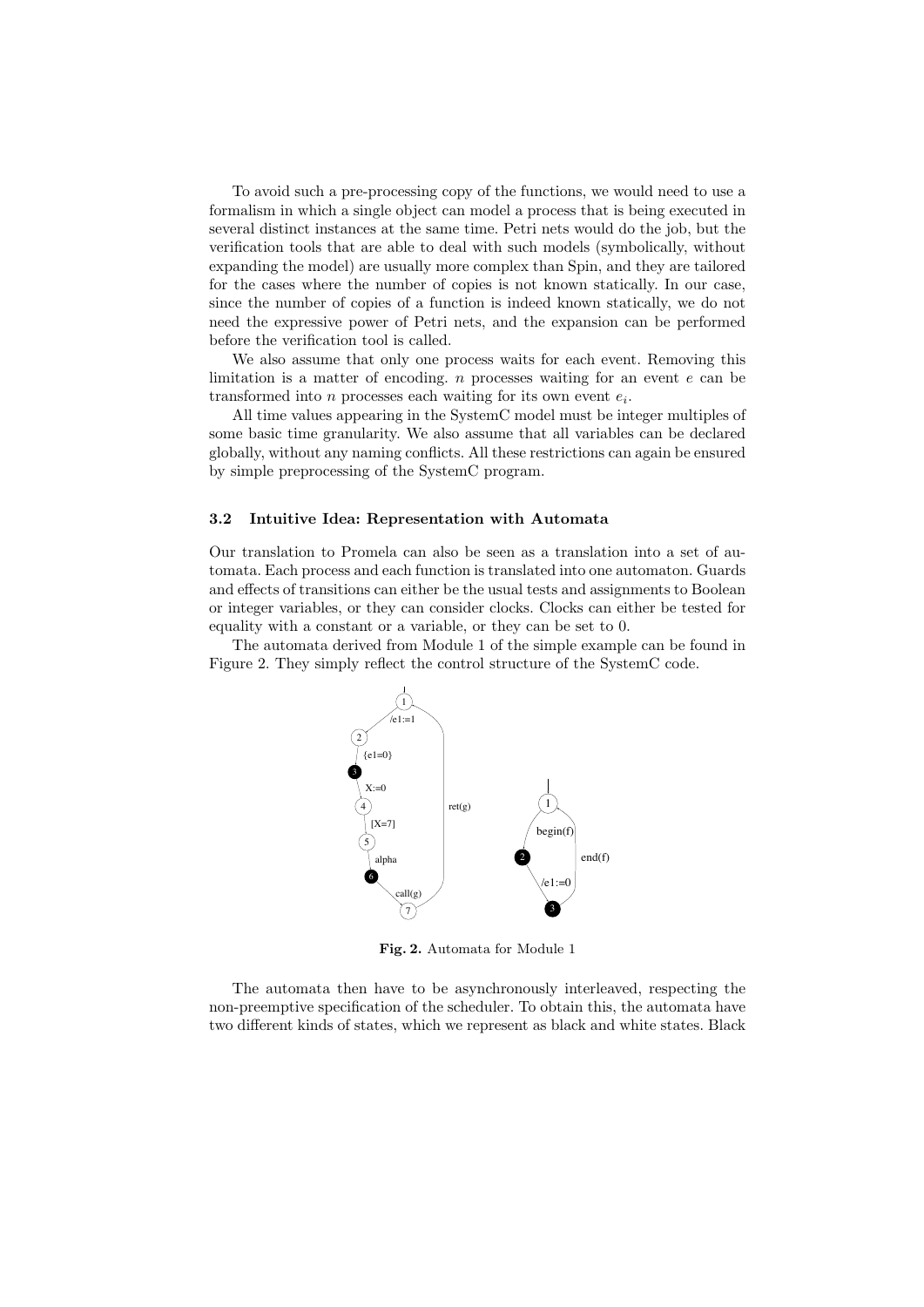To avoid such a pre-processing copy of the functions, we would need to use a formalism in which a single object can model a process that is being executed in several distinct instances at the same time. Petri nets would do the job, but the verification tools that are able to deal with such models (symbolically, without expanding the model) are usually more complex than Spin, and they are tailored for the cases where the number of copies is not known statically. In our case, since the number of copies of a function is indeed known statically, we do not need the expressive power of Petri nets, and the expansion can be performed before the verification tool is called.

We also assume that only one process waits for each event. Removing this limitation is a matter of encoding. $n$ processes waiting for an event $e$ can be transformed into $n$ processes each waiting for its own event $e_i$.

All time values appearing in the SystemC model must be integer multiples of some basic time granularity. We also assume that all variables can be declared globally, without any naming conflicts. All these restrictions can again be ensured by simple preprocessing of the SystemC program.

### 3.2 Intuitive Idea: Representation with Automata

Our translation to Promela can also be seen as a translation into a set of automata. Each process and each function is translated into one automaton. Guards and effects of transitions can either be the usual tests and assignments to Boolean or integer variables, or they can consider clocks. Clocks can either be tested for equality with a constant or a variable, or they can be set to 0.

The automata derived from Module 1 of the simple example can be found in Figure 2. They simply reflect the control structure of the SystemC code.

**Fig. 2.** Automata for Module 1

The automata then have to be asynchronously interleaved, respecting the non-preemptive specification of the scheduler. To obtain this, the automata have two different kinds of states, which we represent as black and white states. Black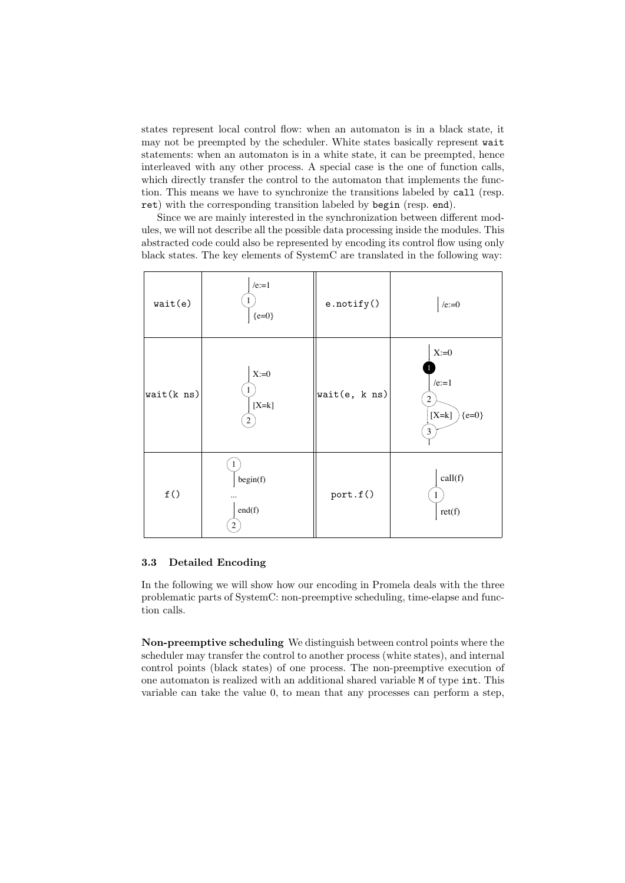states represent local control flow: when an automaton is in a black state, it may not be preempted by the scheduler. White states basically represent `wait` statements: when an automaton is in a white state, it can be preempted, hence interleaved with any other process. A special case is the one of function calls, which directly transfer the control to the automaton that implements the function. This means we have to synchronize the transitions labeled by `call` (resp. `ret`) with the corresponding transition labeled by `begin` (resp. `end`).

Since we are mainly interested in the synchronization between different modules, we will not describe all the possible data processing inside the modules. This abstracted code could also be represented by encoding its control flow using only black states. The key elements of SystemC are translated in the following way:

| | | | |
|---|---|---|---|
| `wait(e)` | /e:=1 → (1) → {e=0} | `e.notify()` | /e:=0 |
| `wait(k ns)` | X:=0 → (1) → [X=k] → (2) | `wait(e, k ns)` | X:=0 → (1, black) → /e:=1 → (2) → [X=k] or {e=0} → (3) |
| `f()` | (1) → begin(f) → ... → end(f) → (2) | `port.f()` | call(f) → (1) → ret(f) |

### 3.3 Detailed Encoding

In the following we will show how our encoding in Promela deals with the three problematic parts of SystemC: non-preemptive scheduling, time-elapse and function calls.

**Non-preemptive scheduling** We distinguish between control points where the scheduler may transfer the control to another process (white states), and internal control points (black states) of one process. The non-preemptive execution of one automaton is realized with an additional shared variable `M` of type `int`. This variable can take the value 0, to mean that any processes can perform a step,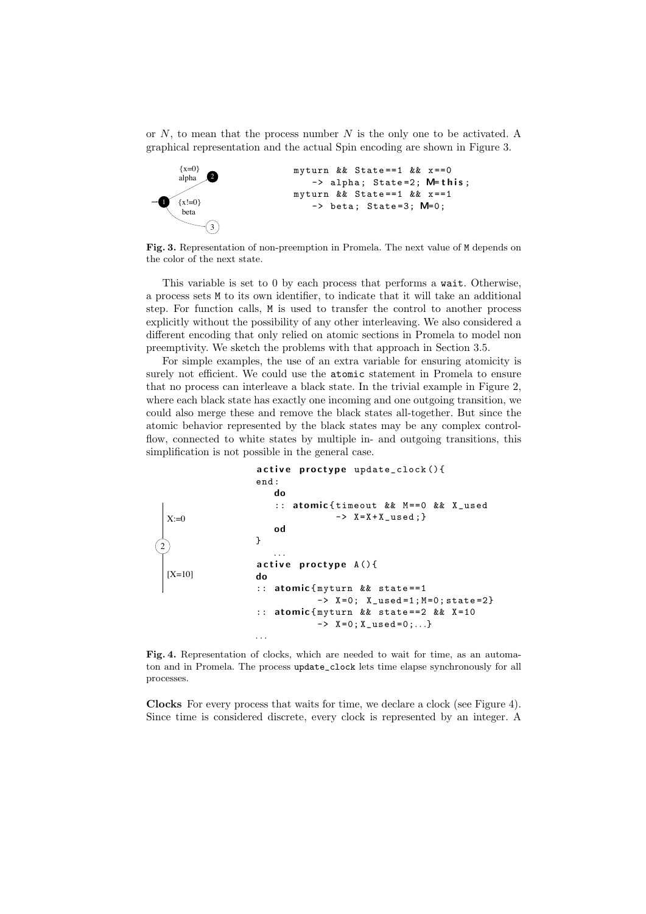or $N$, to mean that the process number $N$ is the only one to be activated. A graphical representation and the actual Spin encoding are shown in Figure 3.

```
myturn && State==1 && x==0
   -> alpha; State=2; M=this;
myturn && State==1 && x==1
   -> beta; State=3; M=0;
```

**Fig. 3.** Representation of non-preemption in Promela. The next value of M depends on the color of the next state.

This variable is set to 0 by each process that performs a wait. Otherwise, a process sets M to its own identifier, to indicate that it will take an additional step. For function calls, M is used to transfer the control to another process explicitly without the possibility of any other interleaving. We also considered a different encoding that only relied on atomic sections in Promela to model non preemptivity. We sketch the problems with that approach in Section 3.5.

For simple examples, the use of an extra variable for ensuring atomicity is surely not efficient. We could use the atomic statement in Promela to ensure that no process can interleave a black state. In the trivial example in Figure 2, where each black state has exactly one incoming and one outgoing transition, we could also merge these and remove the black states all-together. But since the atomic behavior represented by the black states may be any complex control-flow, connected to white states by multiple in- and outgoing transitions, this simplification is not possible in the general case.

```
active proctype update_clock(){
end:
   do
   :: atomic{timeout && M==0 && X_used
            -> X=X+X_used;}
   od
}
   ...
active proctype A(){
do
:: atomic{myturn && state==1
         -> X=0; X_used=1;M=0;state=2}
:: atomic{myturn && state==2 && X=10
         -> X=0;X_used=0;...}
...
```

**Fig. 4.** Representation of clocks, which are needed to wait for time, as an automaton and in Promela. The process update_clock lets time elapse synchronously for all processes.

**Clocks** For every process that waits for time, we declare a clock (see Figure 4). Since time is considered discrete, every clock is represented by an integer. A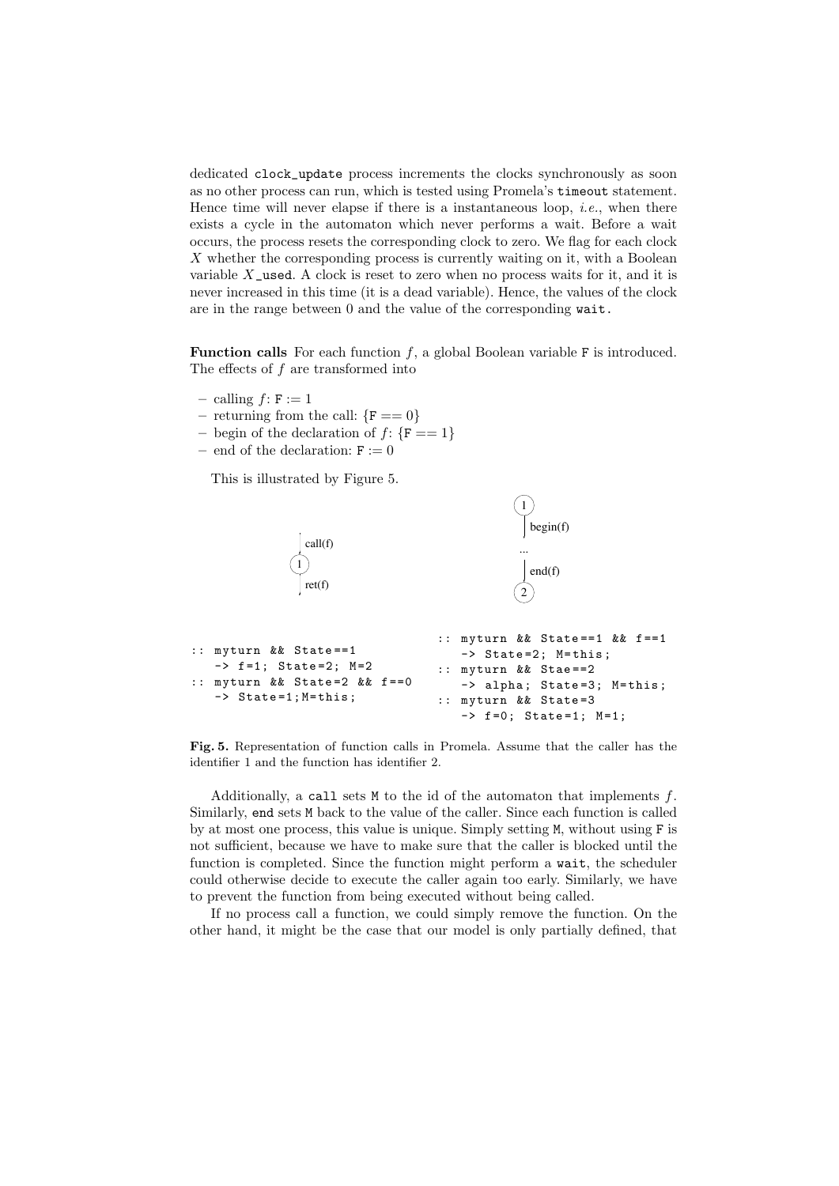dedicated `clock_update` process increments the clocks synchronously as soon as no other process can run, which is tested using Promela's `timeout` statement. Hence time will never elapse if there is a instantaneous loop, *i.e.*, when there exists a cycle in the automaton which never performs a wait. Before a wait occurs, the process resets the corresponding clock to zero. We flag for each clock $X$ whether the corresponding process is currently waiting on it, with a Boolean variable $X$`_used`. A clock is reset to zero when no process waits for it, and it is never increased in this time (it is a dead variable). Hence, the values of the clock are in the range between 0 and the value of the corresponding `wait`.

**Function calls** For each function $f$, a global Boolean variable `F` is introduced. The effects of $f$ are transformed into

- calling $f$: `F` $:= 1$
- returning from the call: $\{$`F` $== 0\}$
- begin of the declaration of $f$: $\{$`F` $== 1\}$
- end of the declaration: `F` $:= 0$

This is illustrated by Figure 5.

```
:: myturn && State==1
   -> f=1; State=2; M=2
:: myturn && State=2 && f==0
   -> State=1;M=this;
```

```
:: myturn && State==1 && f==1
   -> State=2; M=this;
:: myturn && Stae==2
   -> alpha; State=3; M=this;
:: myturn && State=3
   -> f=0; State=1; M=1;
```

**Fig. 5.** Representation of function calls in Promela. Assume that the caller has the identifier 1 and the function has identifier 2.

Additionally, a `call` sets `M` to the id of the automaton that implements $f$. Similarly, `end` sets `M` back to the value of the caller. Since each function is called by at most one process, this value is unique. Simply setting `M`, without using `F` is not sufficient, because we have to make sure that the caller is blocked until the function is completed. Since the function might perform a `wait`, the scheduler could otherwise decide to execute the caller again too early. Similarly, we have to prevent the function from being executed without being called.

If no process call a function, we could simply remove the function. On the other hand, it might be the case that our model is only partially defined, that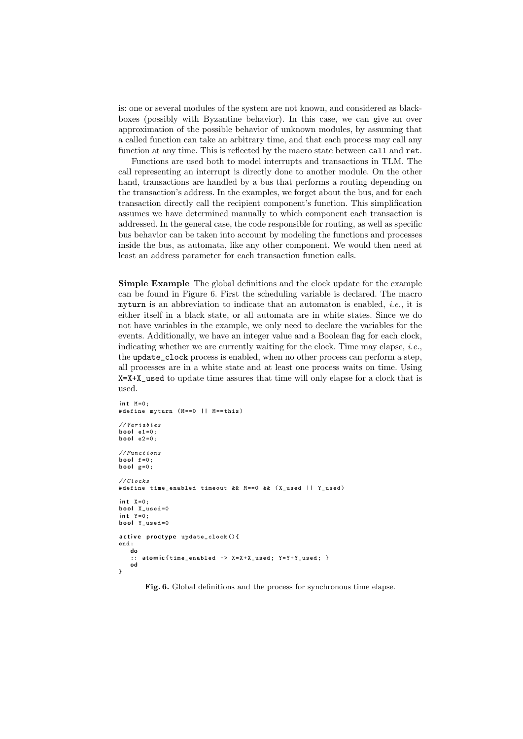is: one or several modules of the system are not known, and considered as black-boxes (possibly with Byzantine behavior). In this case, we can give an over approximation of the possible behavior of unknown modules, by assuming that a called function can take an arbitrary time, and that each process may call any function at any time. This is reflected by the macro state between `call` and `ret`.

Functions are used both to model interrupts and transactions in TLM. The call representing an interrupt is directly done to another module. On the other hand, transactions are handled by a bus that performs a routing depending on the transaction's address. In the examples, we forget about the bus, and for each transaction directly call the recipient component's function. This simplification assumes we have determined manually to which component each transaction is addressed. In the general case, the code responsible for routing, as well as specific bus behavior can be taken into account by modeling the functions and processes inside the bus, as automata, like any other component. We would then need at least an address parameter for each transaction function calls.

**Simple Example** The global definitions and the clock update for the example can be found in Figure 6. First the scheduling variable is declared. The macro `myturn` is an abbreviation to indicate that an automaton is enabled, *i.e.*, it is either itself in a black state, or all automata are in white states. Since we do not have variables in the example, we only need to declare the variables for the events. Additionally, we have an integer value and a Boolean flag for each clock, indicating whether we are currently waiting for the clock. Time may elapse, *i.e.*, the `update_clock` process is enabled, when no other process can perform a step, all processes are in a white state and at least one process waits on time. Using `X=X+X_used` to update time assures that time will only elapse for a clock that is used.

```
int M=0;
#define myturn (M==0 || M==this)

//Variables
bool e1=0;
bool e2=0;

//Functions
bool f=0;
bool g=0;

//Clocks
#define time_enabled timeout && M==0 && (X_used || Y_used)

int X=0;
bool X_used=0
int Y=0;
bool Y_used=0

active proctype update_clock(){
end:
   do
   :: atomic{time_enabled -> X=X+X_used; Y=Y+Y_used; }
   od
}
```

**Fig. 6.** Global definitions and the process for synchronous time elapse.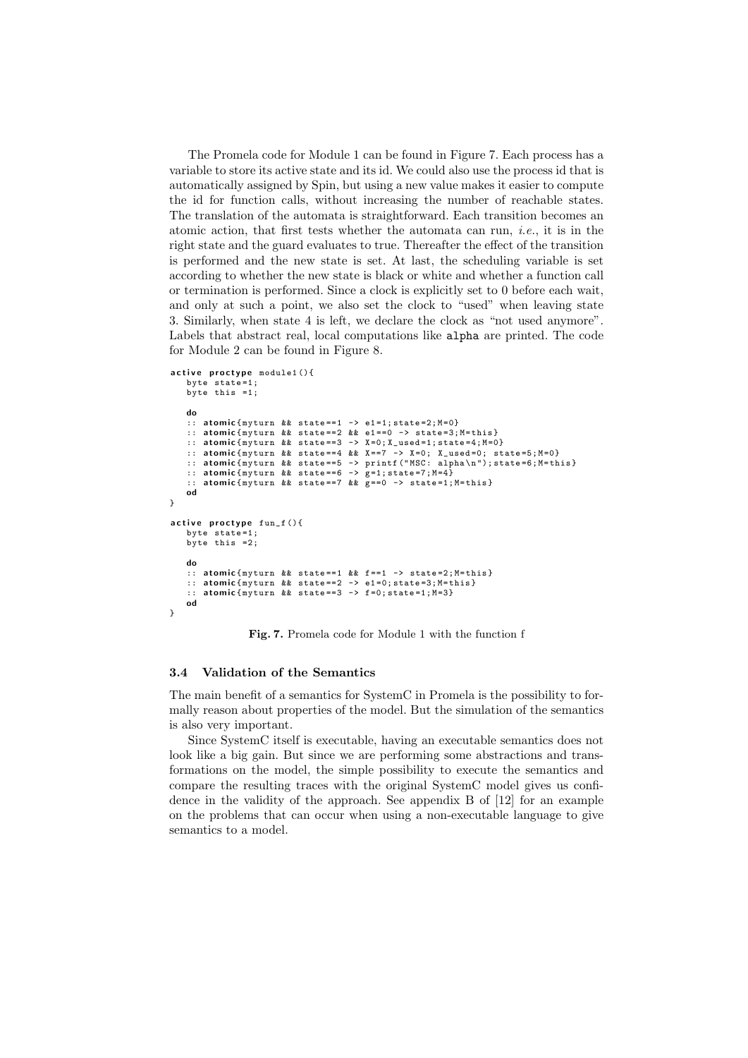The Promela code for Module 1 can be found in Figure 7. Each process has a variable to store its active state and its id. We could also use the process id that is automatically assigned by Spin, but using a new value makes it easier to compute the id for function calls, without increasing the number of reachable states. The translation of the automata is straightforward. Each transition becomes an atomic action, that first tests whether the automata can run, *i.e.*, it is in the right state and the guard evaluates to true. Thereafter the effect of the transition is performed and the new state is set. At last, the scheduling variable is set according to whether the new state is black or white and whether a function call or termination is performed. Since a clock is explicitly set to 0 before each wait, and only at such a point, we also set the clock to "used" when leaving state 3. Similarly, when state 4 is left, we declare the clock as "not used anymore". Labels that abstract real, local computations like `alpha` are printed. The code for Module 2 can be found in Figure 8.

```
active proctype module1(){
   byte state=1;
   byte this =1;

   do
   :: atomic{myturn && state==1 -> e1=1;state=2;M=0}
   :: atomic{myturn && state==2 && e1==0 -> state=3;M=this}
   :: atomic{myturn && state==3 -> X=0;X_used=1;state=4;M=0}
   :: atomic{myturn && state==4 && X==7 -> X=0; X_used=0; state=5;M=0}
   :: atomic{myturn && state==5 -> printf("MSC: alpha\n");state=6;M=this}
   :: atomic{myturn && state==6 -> g=1;state=7;M=4}
   :: atomic{myturn && state==7 && g==0 -> state=1;M=this}
   od
}

active proctype fun_f(){
   byte state=1;
   byte this =2;

   do
   :: atomic{myturn && state==1 && f==1 -> state=2;M=this}
   :: atomic{myturn && state==2 -> e1=0;state=3;M=this}
   :: atomic{myturn && state==3 -> f=0;state=1;M=3}
   od
}
```

**Fig. 7.** Promela code for Module 1 with the function f

### 3.4 Validation of the Semantics

The main benefit of a semantics for SystemC in Promela is the possibility to formally reason about properties of the model. But the simulation of the semantics is also very important.

Since SystemC itself is executable, having an executable semantics does not look like a big gain. But since we are performing some abstractions and transformations on the model, the simple possibility to execute the semantics and compare the resulting traces with the original SystemC model gives us confidence in the validity of the approach. See appendix B of [12] for an example on the problems that can occur when using a non-executable language to give semantics to a model.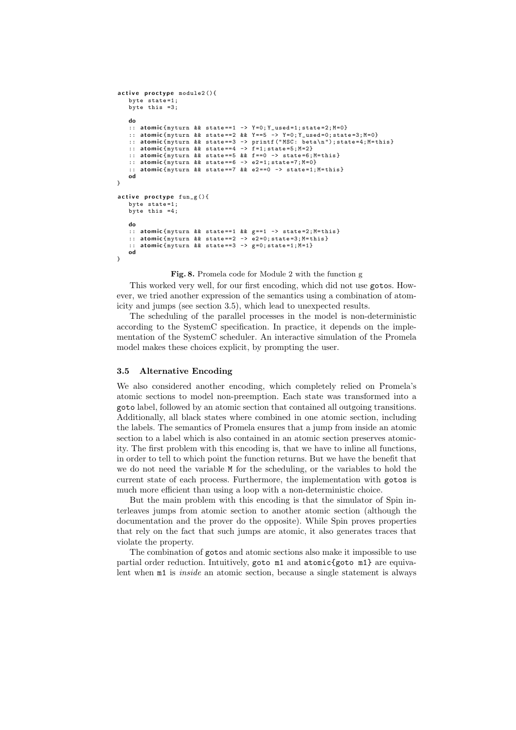```
active proctype module2(){
   byte state=1;
   byte this =3;

   do
   :: atomic{myturn && state==1 -> Y=0;Y_used=1;state=2;M=0}
   :: atomic{myturn && state==2 && Y==5 -> Y=0;Y_used=0;state=3;M=0}
   :: atomic{myturn && state==3 -> printf("MSC: beta\n");state=4;M=this}
   :: atomic{myturn && state==4 -> f=1;state=5;M=2}
   :: atomic{myturn && state==5 && f==0 -> state=6;M=this}
   :: atomic{myturn && state==6 -> e2=1;state=7;M=0}
   :: atomic{myturn && state==7 && e2==0 -> state=1;M=this}
   od
}

active proctype fun_g(){
   byte state=1;
   byte this =4;

   do
   :: atomic{myturn && state==1 && g==1 -> state=2;M=this}
   :: atomic{myturn && state==2 -> e2=0;state=3;M=this}
   :: atomic{myturn && state==3 -> g=0;state=1;M=1}
   od
}
```

**Fig. 8.** Promela code for Module 2 with the function g

This worked very well, for our first encoding, which did not use gotos. However, we tried another expression of the semantics using a combination of atomicity and jumps (see section 3.5), which lead to unexpected results.

The scheduling of the parallel processes in the model is non-deterministic according to the SystemC specification. In practice, it depends on the implementation of the SystemC scheduler. An interactive simulation of the Promela model makes these choices explicit, by prompting the user.

### 3.5 Alternative Encoding

We also considered another encoding, which completely relied on Promela's atomic sections to model non-preemption. Each state was transformed into a goto label, followed by an atomic section that contained all outgoing transitions. Additionally, all black states where combined in one atomic section, including the labels. The semantics of Promela ensures that a jump from inside an atomic section to a label which is also contained in an atomic section preserves atomicity. The first problem with this encoding is, that we have to inline all functions, in order to tell to which point the function returns. But we have the benefit that we do not need the variable M for the scheduling, or the variables to hold the current state of each process. Furthermore, the implementation with gotos is much more efficient than using a loop with a non-deterministic choice.

But the main problem with this encoding is that the simulator of Spin interleaves jumps from atomic section to another atomic section (although the documentation and the prover do the opposite). While Spin proves properties that rely on the fact that such jumps are atomic, it also generates traces that violate the property.

The combination of gotos and atomic sections also make it impossible to use partial order reduction. Intuitively, goto m1 and atomic{goto m1} are equivalent when m1 is *inside* an atomic section, because a single statement is always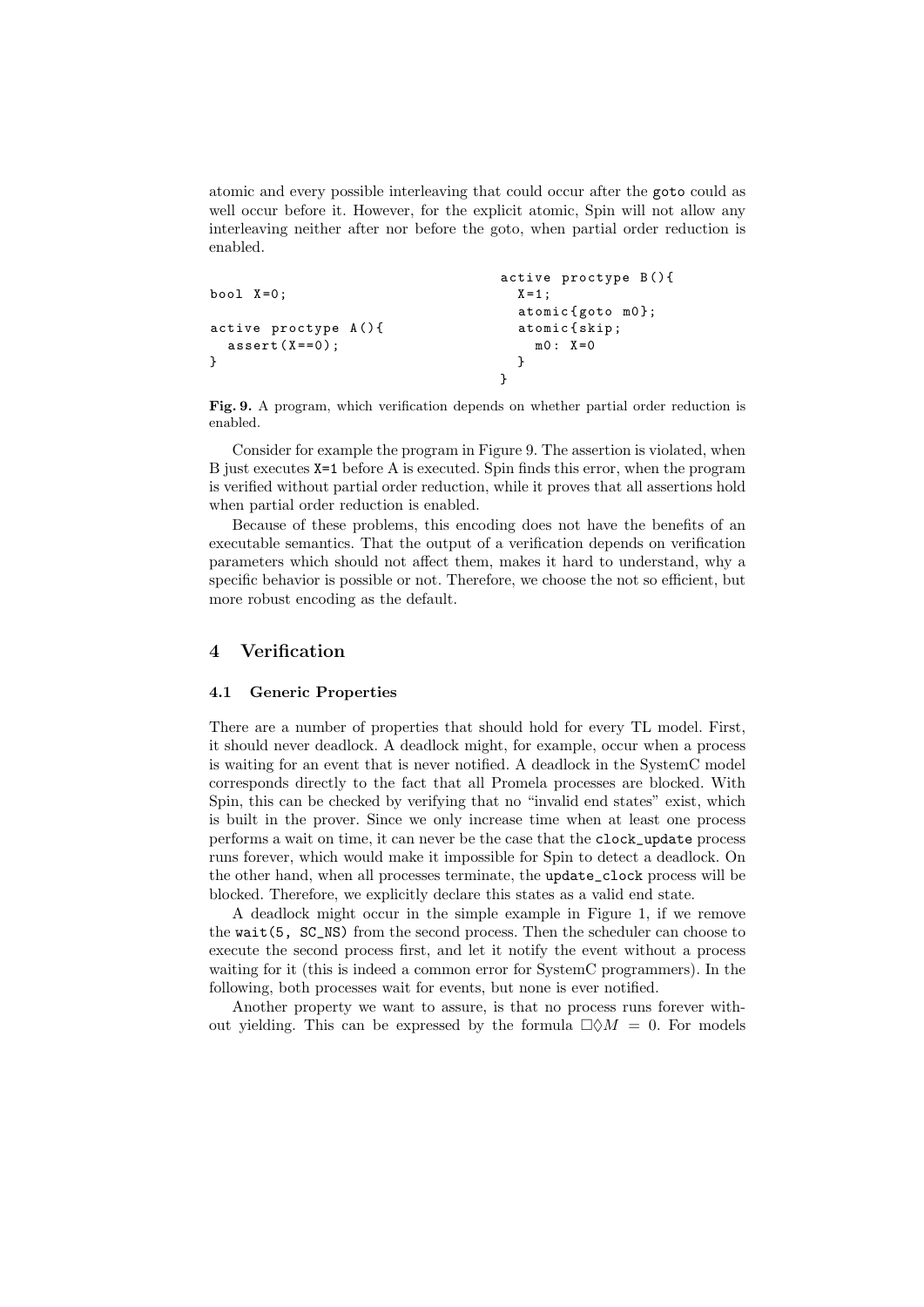atomic and every possible interleaving that could occur after the `goto` could as well occur before it. However, for the explicit atomic, Spin will not allow any interleaving neither after nor before the goto, when partial order reduction is enabled.

```
bool X=0;

active proctype A(){
  assert(X==0);
}
```

```
active proctype B(){
  X=1;
  atomic{goto m0};
  atomic{skip;
    m0: X=0
  }
}
```

**Fig. 9.** A program, which verification depends on whether partial order reduction is enabled.

Consider for example the program in Figure 9. The assertion is violated, when B just executes `X=1` before A is executed. Spin finds this error, when the program is verified without partial order reduction, while it proves that all assertions hold when partial order reduction is enabled.

Because of these problems, this encoding does not have the benefits of an executable semantics. That the output of a verification depends on verification parameters which should not affect them, makes it hard to understand, why a specific behavior is possible or not. Therefore, we choose the not so efficient, but more robust encoding as the default.

## 4 Verification

### 4.1 Generic Properties

There are a number of properties that should hold for every TL model. First, it should never deadlock. A deadlock might, for example, occur when a process is waiting for an event that is never notified. A deadlock in the SystemC model corresponds directly to the fact that all Promela processes are blocked. With Spin, this can be checked by verifying that no "invalid end states" exist, which is built in the prover. Since we only increase time when at least one process performs a wait on time, it can never be the case that the `clock_update` process runs forever, which would make it impossible for Spin to detect a deadlock. On the other hand, when all processes terminate, the `update_clock` process will be blocked. Therefore, we explicitly declare this states as a valid end state.

A deadlock might occur in the simple example in Figure 1, if we remove the `wait(5, SC_NS)` from the second process. Then the scheduler can choose to execute the second process first, and let it notify the event without a process waiting for it (this is indeed a common error for SystemC programmers). In the following, both processes wait for events, but none is ever notified.

Another property we want to assure, is that no process runs forever without yielding. This can be expressed by the formula $\Box\Diamond M = 0$. For models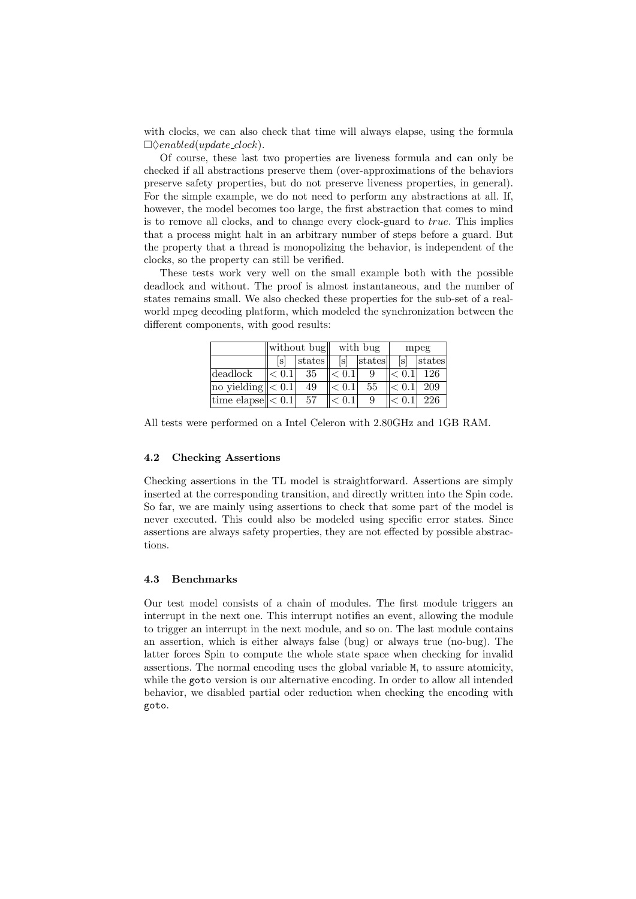with clocks, we can also check that time will always elapse, using the formula $\Box\Diamond enabled(update\_clock)$.

Of course, these last two properties are liveness formula and can only be checked if all abstractions preserve them (over-approximations of the behaviors preserve safety properties, but do not preserve liveness properties, in general). For the simple example, we do not need to perform any abstractions at all. If, however, the model becomes too large, the first abstraction that comes to mind is to remove all clocks, and to change every clock-guard to *true*. This implies that a process might halt in an arbitrary number of steps before a guard. But the property that a thread is monopolizing the behavior, is independent of the clocks, so the property can still be verified.

These tests work very well on the small example both with the possible deadlock and without. The proof is almost instantaneous, and the number of states remains small. We also checked these properties for the sub-set of a real-world mpeg decoding platform, which modeled the synchronization between the different components, with good results:

| | without bug | | with bug | | mpeg | |
|---|---|---|---|---|---|---|
| | [s] | states | [s] | states | [s] | states |
| deadlock | $< 0.1$ | 35 | $< 0.1$ | 9 | $< 0.1$ | 126 |
| no yielding | $< 0.1$ | 49 | $< 0.1$ | 55 | $< 0.1$ | 209 |
| time elapse | $< 0.1$ | 57 | $< 0.1$ | 9 | $< 0.1$ | 226 |

All tests were performed on a Intel Celeron with 2.80GHz and 1GB RAM.

### 4.2 Checking Assertions

Checking assertions in the TL model is straightforward. Assertions are simply inserted at the corresponding transition, and directly written into the Spin code. So far, we are mainly using assertions to check that some part of the model is never executed. This could also be modeled using specific error states. Since assertions are always safety properties, they are not effected by possible abstractions.

### 4.3 Benchmarks

Our test model consists of a chain of modules. The first module triggers an interrupt in the next one. This interrupt notifies an event, allowing the module to trigger an interrupt in the next module, and so on. The last module contains an assertion, which is either always false (bug) or always true (no-bug). The latter forces Spin to compute the whole state space when checking for invalid assertions. The normal encoding uses the global variable `M`, to assure atomicity, while the `goto` version is our alternative encoding. In order to allow all intended behavior, we disabled partial oder reduction when checking the encoding with `goto`.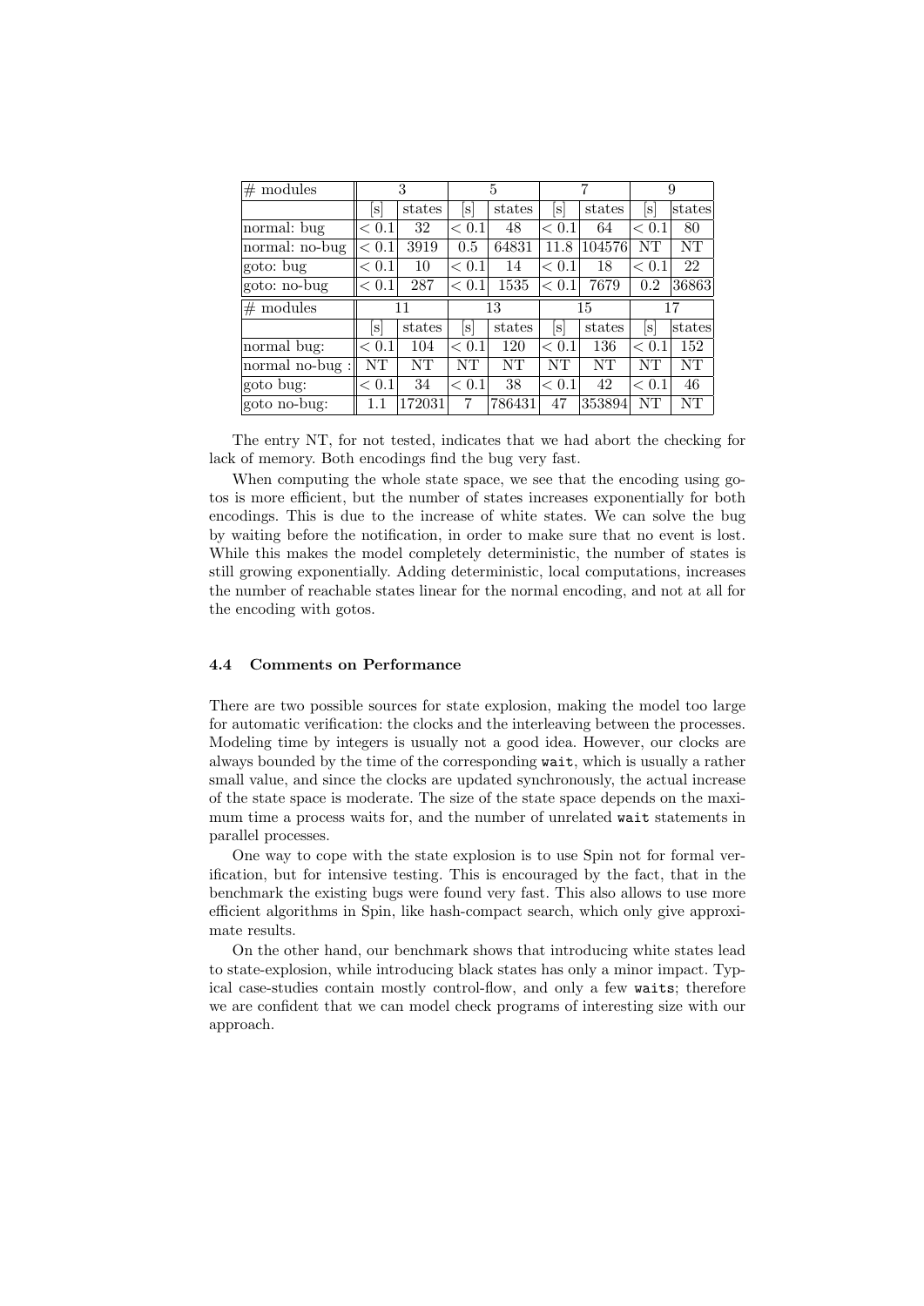| # modules | 3 | | 5 | | 7 | | 9 | |
|---|---|---|---|---|---|---|---|---|
| | [s] | states | [s] | states | [s] | states | [s] | states |
| normal: bug | $< 0.1$ | 32 | $< 0.1$ | 48 | $< 0.1$ | 64 | $< 0.1$ | 80 |
| normal: no-bug | $< 0.1$ | 3919 | 0.5 | 64831 | 11.8 | 104576 | NT | NT |
| goto: bug | $< 0.1$ | 10 | $< 0.1$ | 14 | $< 0.1$ | 18 | $< 0.1$ | 22 |
| goto: no-bug | $< 0.1$ | 287 | $< 0.1$ | 1535 | $< 0.1$ | 7679 | 0.2 | 36863 |
| # modules | 11 | | 13 | | 15 | | 17 | |
| | [s] | states | [s] | states | [s] | states | [s] | states |
| normal bug: | $< 0.1$ | 104 | $< 0.1$ | 120 | $< 0.1$ | 136 | $< 0.1$ | 152 |
| normal no-bug : | NT | NT | NT | NT | NT | NT | NT | NT |
| goto bug: | $< 0.1$ | 34 | $< 0.1$ | 38 | $< 0.1$ | 42 | $< 0.1$ | 46 |
| goto no-bug: | 1.1 | 172031 | 7 | 786431 | 47 | 353894 | NT | NT |

The entry NT, for not tested, indicates that we had abort the checking for lack of memory. Both encodings find the bug very fast.

When computing the whole state space, we see that the encoding using gotos is more efficient, but the number of states increases exponentially for both encodings. This is due to the increase of white states. We can solve the bug by waiting before the notification, in order to make sure that no event is lost. While this makes the model completely deterministic, the number of states is still growing exponentially. Adding deterministic, local computations, increases the number of reachable states linear for the normal encoding, and not at all for the encoding with gotos.

### 4.4 Comments on Performance

There are two possible sources for state explosion, making the model too large for automatic verification: the clocks and the interleaving between the processes. Modeling time by integers is usually not a good idea. However, our clocks are always bounded by the time of the corresponding `wait`, which is usually a rather small value, and since the clocks are updated synchronously, the actual increase of the state space is moderate. The size of the state space depends on the maximum time a process waits for, and the number of unrelated `wait` statements in parallel processes.

One way to cope with the state explosion is to use Spin not for formal verification, but for intensive testing. This is encouraged by the fact, that in the benchmark the existing bugs were found very fast. This also allows to use more efficient algorithms in Spin, like hash-compact search, which only give approximate results.

On the other hand, our benchmark shows that introducing white states lead to state-explosion, while introducing black states has only a minor impact. Typical case-studies contain mostly control-flow, and only a few `wait`s; therefore we are confident that we can model check programs of interesting size with our approach.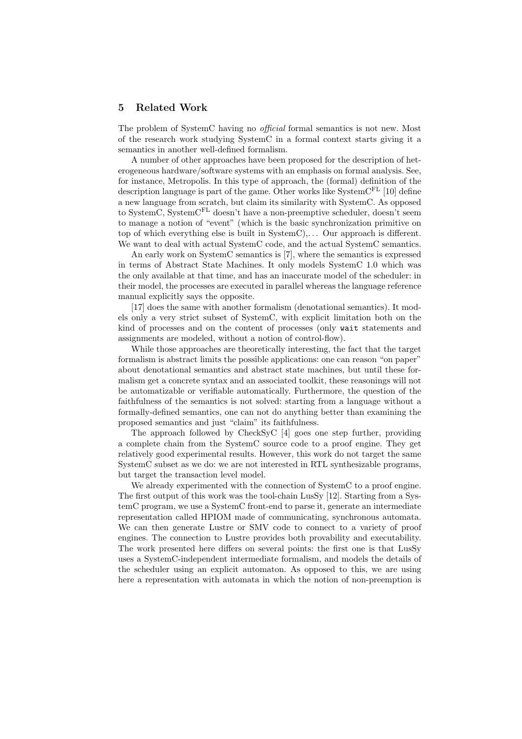## 5 Related Work

The problem of SystemC having no *official* formal semantics is not new. Most of the research work studying SystemC in a formal context starts giving it a semantics in another well-defined formalism.

A number of other approaches have been proposed for the description of heterogeneous hardware/software systems with an emphasis on formal analysis. See, for instance, Metropolis. In this type of approach, the (formal) definition of the description language is part of the game. Other works like SystemC$^{FL}$ [10] define a new language from scratch, but claim its similarity with SystemC. As opposed to SystemC, SystemC$^{FL}$ doesn't have a non-preemptive scheduler, doesn't seem to manage a notion of "event" (which is the basic synchronization primitive on top of which everything else is built in SystemC),... Our approach is different. We want to deal with actual SystemC code, and the actual SystemC semantics.

An early work on SystemC semantics is [7], where the semantics is expressed in terms of Abstract State Machines. It only models SystemC 1.0 which was the only available at that time, and has an inaccurate model of the scheduler: in their model, the processes are executed in parallel whereas the language reference manual explicitly says the opposite.

[17] does the same with another formalism (denotational semantics). It models only a very strict subset of SystemC, with explicit limitation both on the kind of processes and on the content of processes (only `wait` statements and assignments are modeled, without a notion of control-flow).

While those approaches are theoretically interesting, the fact that the target formalism is abstract limits the possible applications: one can reason "on paper" about denotational semantics and abstract state machines, but until these formalism get a concrete syntax and an associated toolkit, these reasonings will not be automatizable or verifiable automatically. Furthermore, the question of the faithfulness of the semantics is not solved: starting from a language without a formally-defined semantics, one can not do anything better than examining the proposed semantics and just "claim" its faithfulness.

The approach followed by CheckSyC [4] goes one step further, providing a complete chain from the SystemC source code to a proof engine. They get relatively good experimental results. However, this work do not target the same SystemC subset as we do: we are not interested in RTL synthesizable programs, but target the transaction level model.

We already experimented with the connection of SystemC to a proof engine. The first output of this work was the tool-chain LusSy [12]. Starting from a SystemC program, we use a SystemC front-end to parse it, generate an intermediate representation called HPIOM made of communicating, synchronous automata. We can then generate Lustre or SMV code to connect to a variety of proof engines. The connection to Lustre provides both provability and executability. The work presented here differs on several points: the first one is that LusSy uses a SystemC-independent intermediate formalism, and models the details of the scheduler using an explicit automaton. As opposed to this, we are using here a representation with automata in which the notion of non-preemption is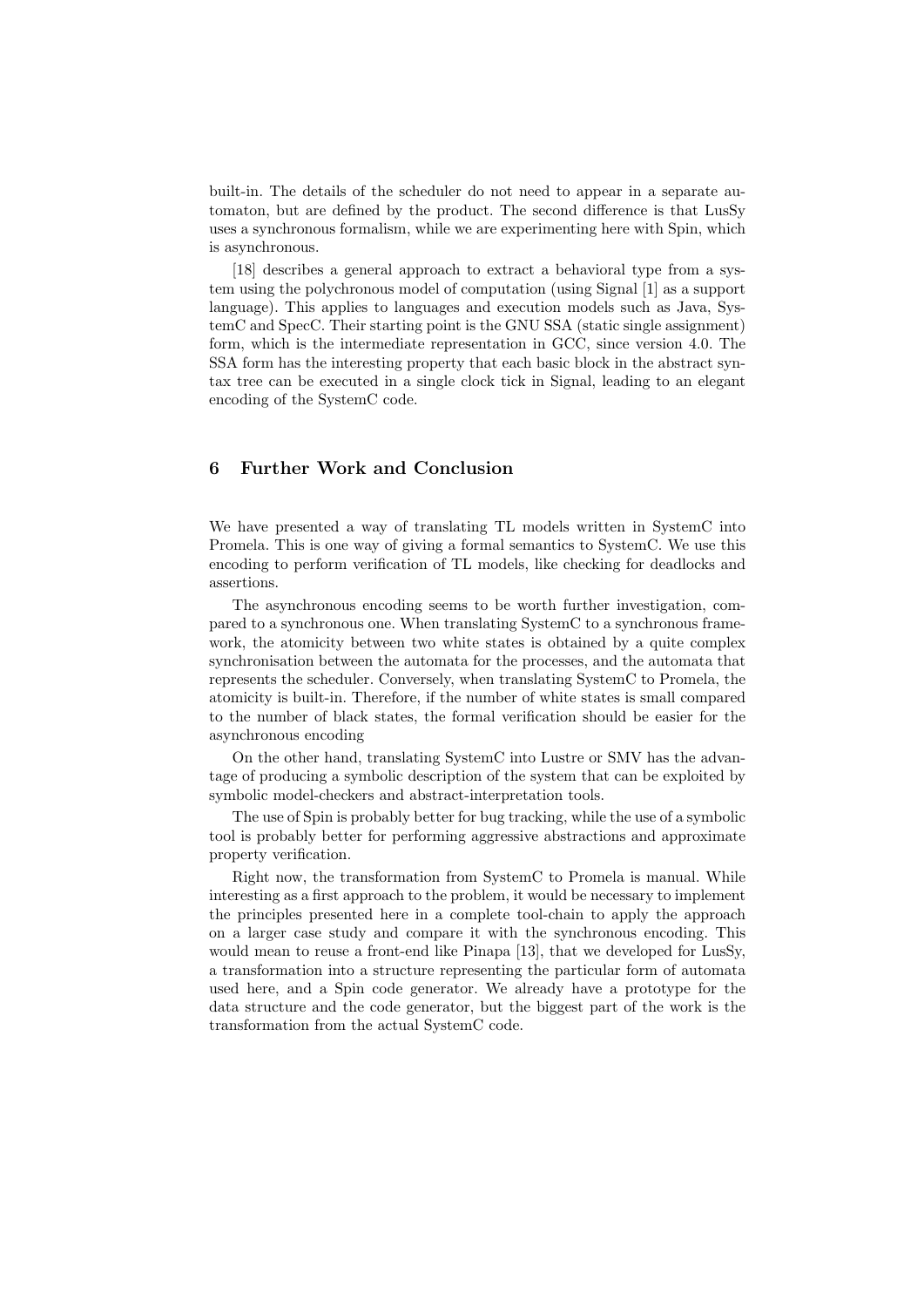built-in. The details of the scheduler do not need to appear in a separate automaton, but are defined by the product. The second difference is that LusSy uses a synchronous formalism, while we are experimenting here with Spin, which is asynchronous.

[18] describes a general approach to extract a behavioral type from a system using the polychronous model of computation (using Signal [1] as a support language). This applies to languages and execution models such as Java, SystemC and SpecC. Their starting point is the GNU SSA (static single assignment) form, which is the intermediate representation in GCC, since version 4.0. The SSA form has the interesting property that each basic block in the abstract syntax tree can be executed in a single clock tick in Signal, leading to an elegant encoding of the SystemC code.

## 6 Further Work and Conclusion

We have presented a way of translating TL models written in SystemC into Promela. This is one way of giving a formal semantics to SystemC. We use this encoding to perform verification of TL models, like checking for deadlocks and assertions.

The asynchronous encoding seems to be worth further investigation, compared to a synchronous one. When translating SystemC to a synchronous framework, the atomicity between two white states is obtained by a quite complex synchronisation between the automata for the processes, and the automata that represents the scheduler. Conversely, when translating SystemC to Promela, the atomicity is built-in. Therefore, if the number of white states is small compared to the number of black states, the formal verification should be easier for the asynchronous encoding

On the other hand, translating SystemC into Lustre or SMV has the advantage of producing a symbolic description of the system that can be exploited by symbolic model-checkers and abstract-interpretation tools.

The use of Spin is probably better for bug tracking, while the use of a symbolic tool is probably better for performing aggressive abstractions and approximate property verification.

Right now, the transformation from SystemC to Promela is manual. While interesting as a first approach to the problem, it would be necessary to implement the principles presented here in a complete tool-chain to apply the approach on a larger case study and compare it with the synchronous encoding. This would mean to reuse a front-end like Pinapa [13], that we developed for LusSy, a transformation into a structure representing the particular form of automata used here, and a Spin code generator. We already have a prototype for the data structure and the code generator, but the biggest part of the work is the transformation from the actual SystemC code.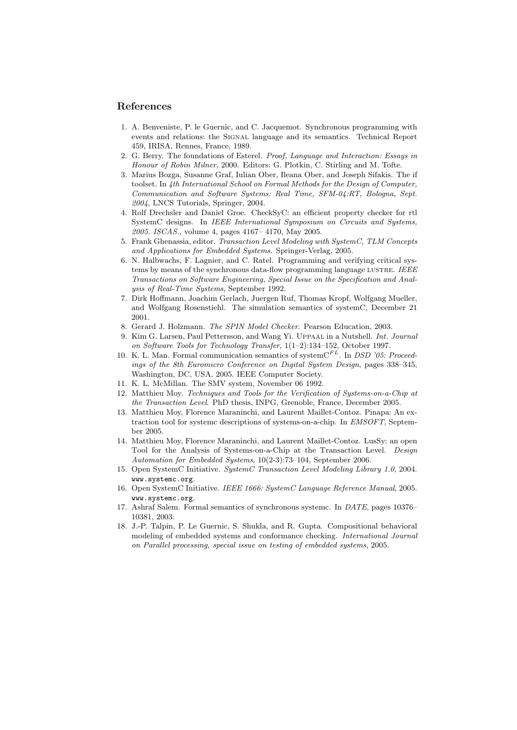## References

1. A. Benveniste, P. le Guernic, and C. Jacquemot. Synchronous programming with events and relations: the SIGNAL language and its semantics. Technical Report 459, IRISA, Rennes, France, 1989.
2. G. Berry. The foundations of Esterel. *Proof, Language and Interaction: Essays in Honour of Robin Milner*, 2000. Editors: G. Plotkin, C. Stirling and M. Tofte.
3. Marius Bozga, Susanne Graf, Iulian Ober, Ileana Ober, and Joseph Sifakis. The if toolset. In *4th International School on Formal Methods for the Design of Computer, Communication and Software Systems: Real Time, SFM-04:RT, Bologna, Sept. 2004*, LNCS Tutorials, Springer, 2004.
4. Rolf Drechsler and Daniel Groe. CheckSyC: an efficient property checker for rtl SystemC designs. In *IEEE International Symposium on Circuits and Systems, 2005. ISCAS.*, volume 4, pages 4167– 4170, May 2005.
5. Frank Ghenassia, editor. *Transaction Level Modeling with SystemC, TLM Concepts and Applications for Embedded Systems*. Springer-Verlag, 2005.
6. N. Halbwachs, F. Lagnier, and C. Ratel. Programming and verifying critical systems by means of the synchronous data-flow programming language LUSTRE. *IEEE Transactions on Software Engineering, Special Issue on the Specification and Analysis of Real-Time Systems*, September 1992.
7. Dirk Hoffmann, Joachim Gerlach, Juergen Ruf, Thomas Kropf, Wolfgang Mueller, and Wolfgang Rosenstiehl. The simulation semantics of systemC, December 21 2001.
8. Gerard J. Holzmann. *The SPIN Model Checker*. Pearson Education, 2003.
9. Kim G. Larsen, Paul Pettersson, and Wang Yi. UPPAAL in a Nutshell. *Int. Journal on Software Tools for Technology Transfer*, 1(1–2):134–152, October 1997.
10. K. L. Man. Formal communication semantics of systemC$^{FL}$. In *DSD '05: Proceedings of the 8th Euromicro Conference on Digital System Design*, pages 338–345, Washington, DC, USA, 2005. IEEE Computer Society.
11. K. L. McMillan. The SMV system, November 06 1992.
12. Matthieu Moy. *Techniques and Tools for the Verification of Systems-on-a-Chip at the Transaction Level*. PhD thesis, INPG, Grenoble, France, December 2005.
13. Matthieu Moy, Florence Maraninchi, and Laurent Maillet-Contoz. Pinapa: An extraction tool for systemc descriptions of systems-on-a-chip. In *EMSOFT*, September 2005.
14. Matthieu Moy, Florence Maraninchi, and Laurent Maillet-Contoz. LusSy: an open Tool for the Analysis of Systems-on-a-Chip at the Transaction Level. *Design Automation for Embedded Systems*, 10(2-3):73–104, September 2006.
15. Open SystemC Initiative. *SystemC Transaction Level Modeling Library 1.0*, 2004. `www.systemc.org`.
16. Open SystemC Initiative. *IEEE 1666: SystemC Language Reference Manual*, 2005. `www.systemc.org`.
17. Ashraf Salem. Formal semantics of synchronous systemc. In *DATE*, pages 10376–10381, 2003.
18. J.-P. Talpin, P. Le Guernic, S. Shukla, and R. Gupta. Compositional behavioral modeling of embedded systems and conformance checking. *International Journal on Parallel processing, special issue on testing of embedded systems*, 2005.